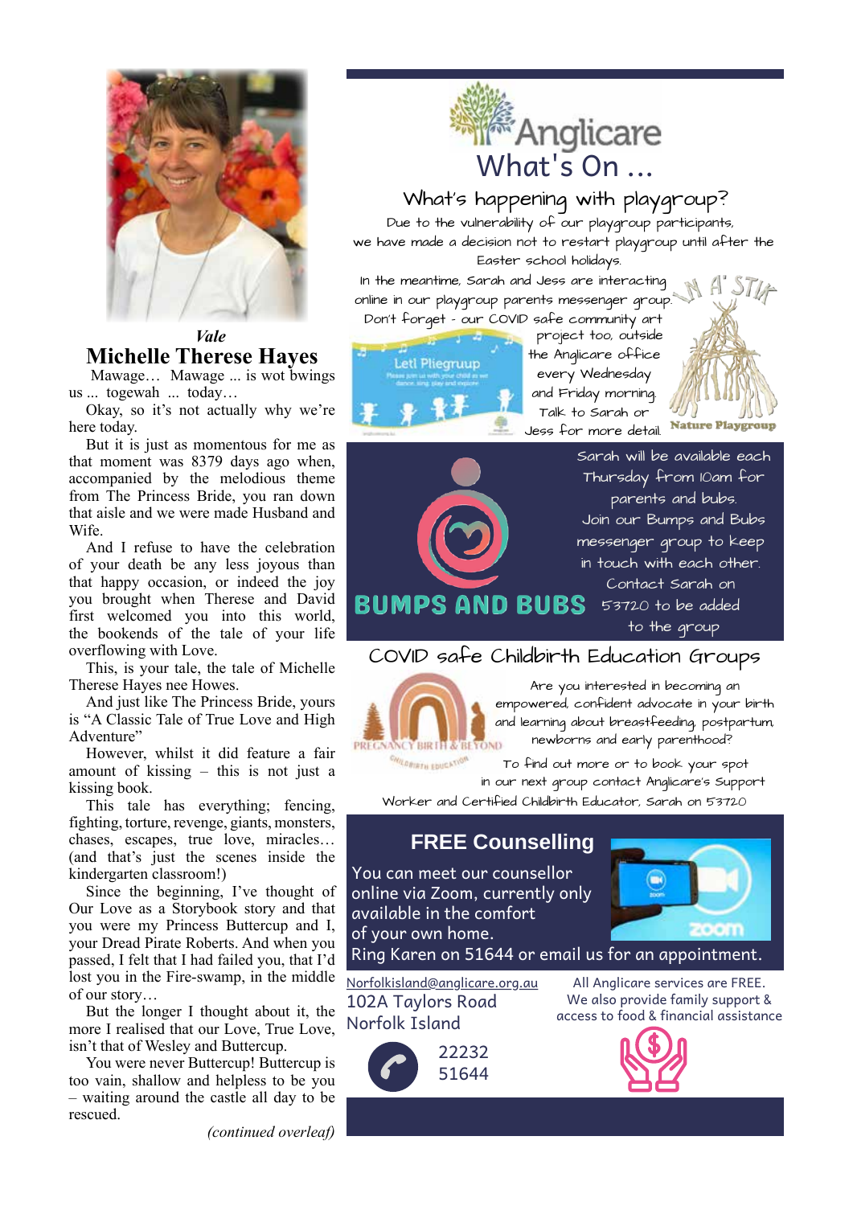*Vale*

# Michelle Therese Hayes

Mawage… Mawage ... is wot bwings us ... togewah ... today…

Okay, so it's not actually why we're here today.

But it is just as momentous for me as that moment was 8379 days ago when, accompanied by the melodious theme from The Princess Bride, you ran down that aisle and we were made Husband and Wife.

And I refuse to have the celebration of your death be any less joyous than that happy occasion, or indeed the joy you brought when Therese and David first welcomed you into this world, the bookends of the tale of your life overflowing with Love.

This, is your tale, the tale of Michelle Therese Hayes nee Howes.

And just like The Princess Bride, yours is "A Classic Tale of True Love and High Adventure"

However, whilst it did feature a fair amount of kissing – this is not just a kissing book.

This tale has everything; fencing, fighting, torture, revenge, giants, monsters, chases, escapes, true love, miracles… (and that's just the scenes inside the kindergarten classroom!)

Since the beginning, I've thought of Our Love as a Storybook story and that you were my Princess Buttercup and I, your Dread Pirate Roberts. And when you passed, I felt that I had failed you, that I'd lost you in the Fire-swamp, in the middle of our story…

But the longer I thought about it, the more I realised that our Love, True Love, isn't that of Wesley and Buttercup.

You were never Buttercup! Buttercup is too vain, shallow and helpless to be you – waiting around the castle all day to be rescued.

*(continued overleaf)*

# Anglicare What's On ...

## What's happening with playgroup?

Due to the vulnerability of our playgroup participants, we have made a decision not to restart playgroup until after the Easter school holidays.

In the meantime, Sarah and Jess are interacting online in our playgroup parents messenger group. Don't forget - our COVID safe community art project too, outside the Anglicare office every Wednesday and Friday morning. Talk to Sarah or Jess for more detail.

Leti Pliegruup

Nature Playgroup

## BUMPS AND BUBS

Sarah will be available each Thursday from 10am for parents and bubs. Join our Bumps and Bubs messenger group to keep in touch with each other. Contact Sarah on 53720 to be added to the group

## COVID safe Childbirth Education Groups

PREGNANCY BIRTH & BEYOND

Are you interested in becoming an empowered, confident advocate in your birth and learning about breastfeeding, postpartum, newborns and early parenthood?

To find out more or to book your spot in our next group contact Anglicare's Support Worker and Certified Childbirth Educator, Sarah on 53720

## FREE Counselling

You can meet our counsellor online via Zoom, currently only available in the comfort of your own home.

Ring Karen on 51644 or email us for an appointment.

Norfolkisland@anglicare.org.au
102A Taylors Road
Norfolk Island

22232
51644

All Anglicare services are FREE.
We also provide family support & access to food & financial assistance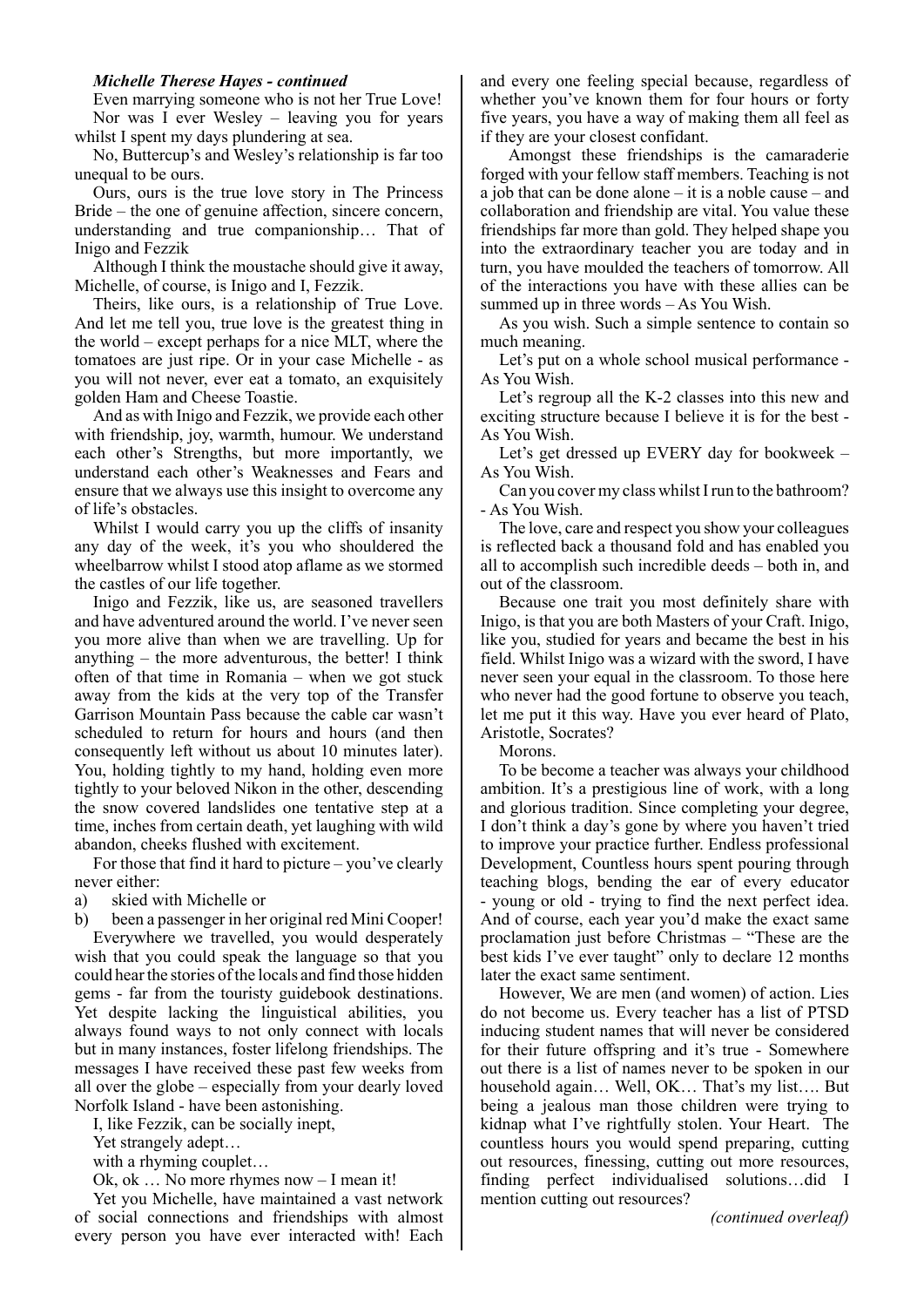***Michelle Therese Hayes - continued***

Even marrying someone who is not her True Love!

Nor was I ever Wesley – leaving you for years whilst I spent my days plundering at sea.

No, Buttercup's and Wesley's relationship is far too unequal to be ours.

Ours, ours is the true love story in The Princess Bride – the one of genuine affection, sincere concern, understanding and true companionship… That of Inigo and Fezzik

Although I think the moustache should give it away, Michelle, of course, is Inigo and I, Fezzik.

Theirs, like ours, is a relationship of True Love. And let me tell you, true love is the greatest thing in the world – except perhaps for a nice MLT, where the tomatoes are just ripe. Or in your case Michelle - as you will not never, ever eat a tomato, an exquisitely golden Ham and Cheese Toastie.

And as with Inigo and Fezzik, we provide each other with friendship, joy, warmth, humour. We understand each other's Strengths, but more importantly, we understand each other's Weaknesses and Fears and ensure that we always use this insight to overcome any of life's obstacles.

Whilst I would carry you up the cliffs of insanity any day of the week, it's you who shouldered the wheelbarrow whilst I stood atop aflame as we stormed the castles of our life together.

Inigo and Fezzik, like us, are seasoned travellers and have adventured around the world. I've never seen you more alive than when we are travelling. Up for anything – the more adventurous, the better! I think often of that time in Romania – when we got stuck away from the kids at the very top of the Transfer Garrison Mountain Pass because the cable car wasn't scheduled to return for hours and hours (and then consequently left without us about 10 minutes later). You, holding tightly to my hand, holding even more tightly to your beloved Nikon in the other, descending the snow covered landslides one tentative step at a time, inches from certain death, yet laughing with wild abandon, cheeks flushed with excitement.

For those that find it hard to picture – you've clearly never either:

a) skied with Michelle or

b) been a passenger in her original red Mini Cooper!

Everywhere we travelled, you would desperately wish that you could speak the language so that you could hear the stories of the locals and find those hidden gems - far from the touristy guidebook destinations. Yet despite lacking the linguistical abilities, you always found ways to not only connect with locals but in many instances, foster lifelong friendships. The messages I have received these past few weeks from all over the globe – especially from your dearly loved Norfolk Island - have been astonishing.

I, like Fezzik, can be socially inept,

Yet strangely adept…

with a rhyming couplet…

Ok, ok … No more rhymes now – I mean it!

Yet you Michelle, have maintained a vast network of social connections and friendships with almost every person you have ever interacted with! Each and every one feeling special because, regardless of whether you've known them for four hours or forty five years, you have a way of making them all feel as if they are your closest confidant.

Amongst these friendships is the camaraderie forged with your fellow staff members. Teaching is not a job that can be done alone – it is a noble cause – and collaboration and friendship are vital. You value these friendships far more than gold. They helped shape you into the extraordinary teacher you are today and in turn, you have moulded the teachers of tomorrow. All of the interactions you have with these allies can be summed up in three words – As You Wish.

As you wish. Such a simple sentence to contain so much meaning.

Let's put on a whole school musical performance - As You Wish.

Let's regroup all the K-2 classes into this new and exciting structure because I believe it is for the best - As You Wish.

Let's get dressed up EVERY day for bookweek – As You Wish.

Can you cover my class whilst I run to the bathroom? - As You Wish.

The love, care and respect you show your colleagues is reflected back a thousand fold and has enabled you all to accomplish such incredible deeds – both in, and out of the classroom.

Because one trait you most definitely share with Inigo, is that you are both Masters of your Craft. Inigo, like you, studied for years and became the best in his field. Whilst Inigo was a wizard with the sword, I have never seen your equal in the classroom. To those here who never had the good fortune to observe you teach, let me put it this way. Have you ever heard of Plato, Aristotle, Socrates?

Morons.

To be become a teacher was always your childhood ambition. It's a prestigious line of work, with a long and glorious tradition. Since completing your degree, I don't think a day's gone by where you haven't tried to improve your practice further. Endless professional Development, Countless hours spent pouring through teaching blogs, bending the ear of every educator - young or old - trying to find the next perfect idea. And of course, each year you'd make the exact same proclamation just before Christmas – "These are the best kids I've ever taught" only to declare 12 months later the exact same sentiment.

However, We are men (and women) of action. Lies do not become us. Every teacher has a list of PTSD inducing student names that will never be considered for their future offspring and it's true - Somewhere out there is a list of names never to be spoken in our household again… Well, OK… That's my list…. But being a jealous man those children were trying to kidnap what I've rightfully stolen. Your Heart. The countless hours you would spend preparing, cutting out resources, finessing, cutting out more resources, finding perfect individualised solutions…did I mention cutting out resources?

*(continued overleaf)*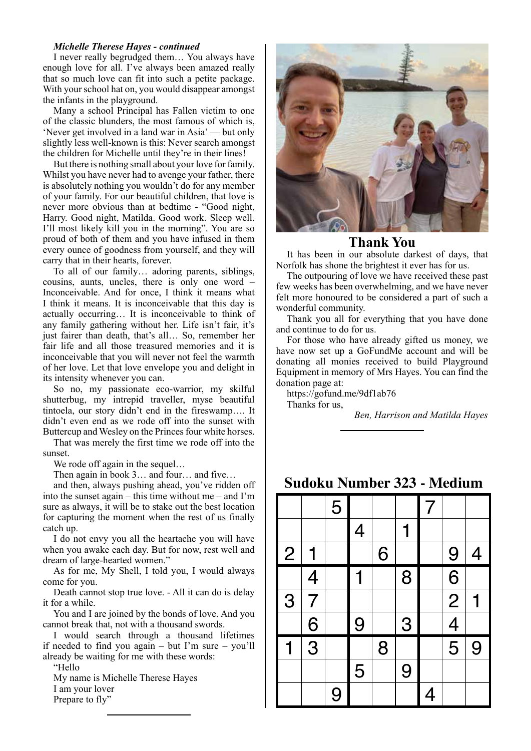***Michelle Therese Hayes - continued***

I never really begrudged them… You always have enough love for all. I've always been amazed really that so much love can fit into such a petite package. With your school hat on, you would disappear amongst the infants in the playground.

Many a school Principal has Fallen victim to one of the classic blunders, the most famous of which is, 'Never get involved in a land war in Asia' — but only slightly less well-known is this: Never search amongst the children for Michelle until they're in their lines!

But there is nothing small about your love for family. Whilst you have never had to avenge your father, there is absolutely nothing you wouldn't do for any member of your family. For our beautiful children, that love is never more obvious than at bedtime - "Good night, Harry. Good night, Matilda. Good work. Sleep well. I'll most likely kill you in the morning". You are so proud of both of them and you have infused in them every ounce of goodness from yourself, and they will carry that in their hearts, forever.

To all of our family… adoring parents, siblings, cousins, aunts, uncles, there is only one word – Inconceivable. And for once, I think it means what I think it means. It is inconceivable that this day is actually occurring… It is inconceivable to think of any family gathering without her. Life isn't fair, it's just fairer than death, that's all… So, remember her fair life and all those treasured memories and it is inconceivable that you will never not feel the warmth of her love. Let that love envelope you and delight in its intensity whenever you can.

So no, my passionate eco-warrior, my skilful shutterbug, my intrepid traveller, myse beautiful tintoela, our story didn't end in the fireswamp…. It didn't even end as we rode off into the sunset with Buttercup and Wesley on the Princes four white horses.

That was merely the first time we rode off into the sunset.

We rode off again in the sequel…

Then again in book 3… and four… and five…

and then, always pushing ahead, you've ridden off into the sunset again – this time without me – and I'm sure as always, it will be to stake out the best location for capturing the moment when the rest of us finally catch up.

I do not envy you all the heartache you will have when you awake each day. But for now, rest well and dream of large-hearted women."

As for me, My Shell, I told you, I would always come for you.

Death cannot stop true love. - All it can do is delay it for a while.

You and I are joined by the bonds of love. And you cannot break that, not with a thousand swords.

I would search through a thousand lifetimes if needed to find you again – but I'm sure – you'll already be waiting for me with these words:

"Hello
My name is Michelle Therese Hayes
I am your lover
Prepare to fly"

## Thank You

It has been in our absolute darkest of days, that Norfolk has shone the brightest it ever has for us.

The outpouring of love we have received these past few weeks has been overwhelming, and we have never felt more honoured to be considered a part of such a wonderful community.

Thank you all for everything that you have done and continue to do for us.

For those who have already gifted us money, we have now set up a GoFundMe account and will be donating all monies received to build Playground Equipment in memory of Mrs Hayes. You can find the donation page at:

https://gofund.me/9df1ab76

Thanks for us,

*Ben, Harrison and Matilda Hayes*

## Sudoku Number 323 - Medium

| | | | | | | | | |
|---|---|---|---|---|---|---|---|---|
| | | 5 | | | | 7 | | |
| | | | 4 | | 1 | | | |
| 2 | 1 | | | 6 | | | 9 | 4 |
| | 4 | | 1 | | 8 | | 6 | |
| 3 | 7 | | | | | | 2 | 1 |
| | 6 | | 9 | | 3 | | 4 | |
| 1 | 3 | | | 8 | | | 5 | 9 |
| | | | 5 | | 9 | | | |
| | | 9 | | | | 4 | | |